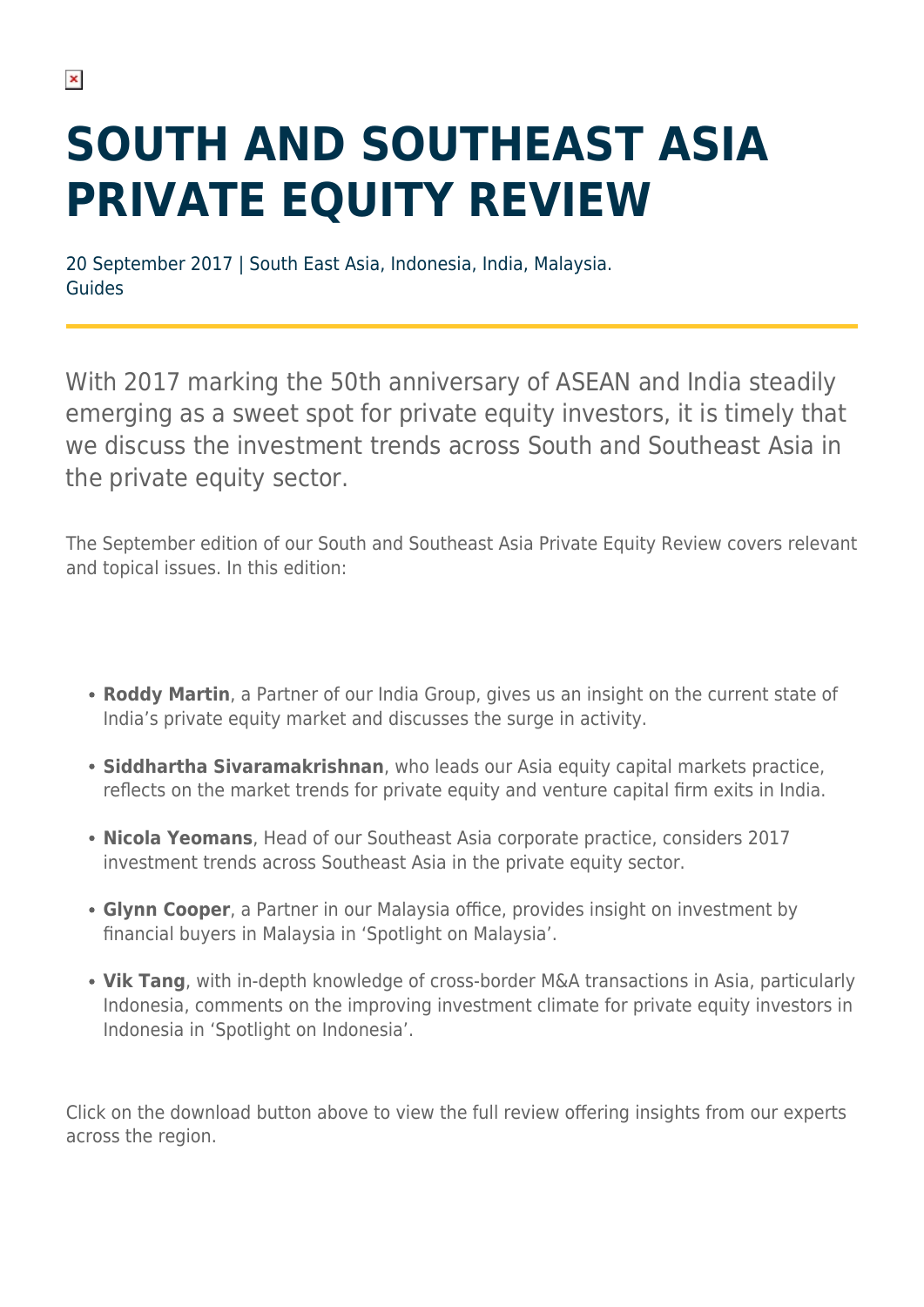# SOUTH AND SOUTHEAST ASIA PRIVATE EQUITY REVIEW

20 September 2017 | South East Asia, Indonesia, India, Malaysia.
Guides

With 2017 marking the 50th anniversary of ASEAN and India steadily emerging as a sweet spot for private equity investors, it is timely that we discuss the investment trends across South and Southeast Asia in the private equity sector.

The September edition of our South and Southeast Asia Private Equity Review covers relevant and topical issues. In this edition:

- **Roddy Martin**, a Partner of our India Group, gives us an insight on the current state of India's private equity market and discusses the surge in activity.
- **Siddhartha Sivaramakrishnan**, who leads our Asia equity capital markets practice, reflects on the market trends for private equity and venture capital firm exits in India.
- **Nicola Yeomans**, Head of our Southeast Asia corporate practice, considers 2017 investment trends across Southeast Asia in the private equity sector.
- **Glynn Cooper**, a Partner in our Malaysia office, provides insight on investment by financial buyers in Malaysia in 'Spotlight on Malaysia'.
- **Vik Tang**, with in-depth knowledge of cross-border M&A transactions in Asia, particularly Indonesia, comments on the improving investment climate for private equity investors in Indonesia in 'Spotlight on Indonesia'.

Click on the download button above to view the full review offering insights from our experts across the region.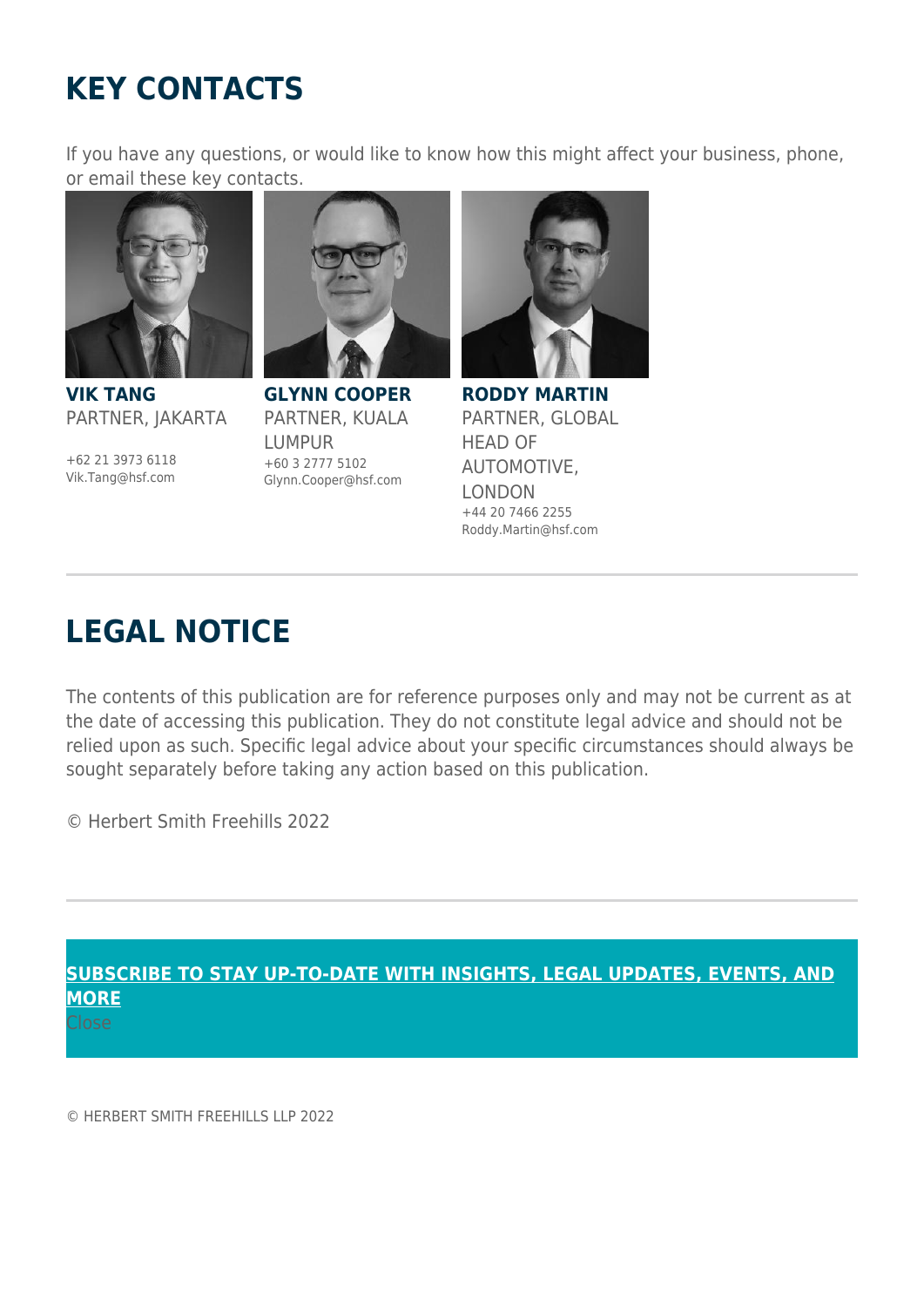## KEY CONTACTS

If you have any questions, or would like to know how this might affect your business, phone, or email these key contacts.

**VIK TANG**
PARTNER, JAKARTA

+62 21 3973 6118
Vik.Tang@hsf.com

**GLYNN COOPER**
PARTNER, KUALA LUMPUR
+60 3 2777 5102
Glynn.Cooper@hsf.com

**RODDY MARTIN**
PARTNER, GLOBAL HEAD OF AUTOMOTIVE, LONDON
+44 20 7466 2255
Roddy.Martin@hsf.com

## LEGAL NOTICE

The contents of this publication are for reference purposes only and may not be current as at the date of accessing this publication. They do not constitute legal advice and should not be relied upon as such. Specific legal advice about your specific circumstances should always be sought separately before taking any action based on this publication.

© Herbert Smith Freehills 2022

**SUBSCRIBE TO STAY UP-TO-DATE WITH INSIGHTS, LEGAL UPDATES, EVENTS, AND MORE**
Close

© HERBERT SMITH FREEHILLS LLP 2022